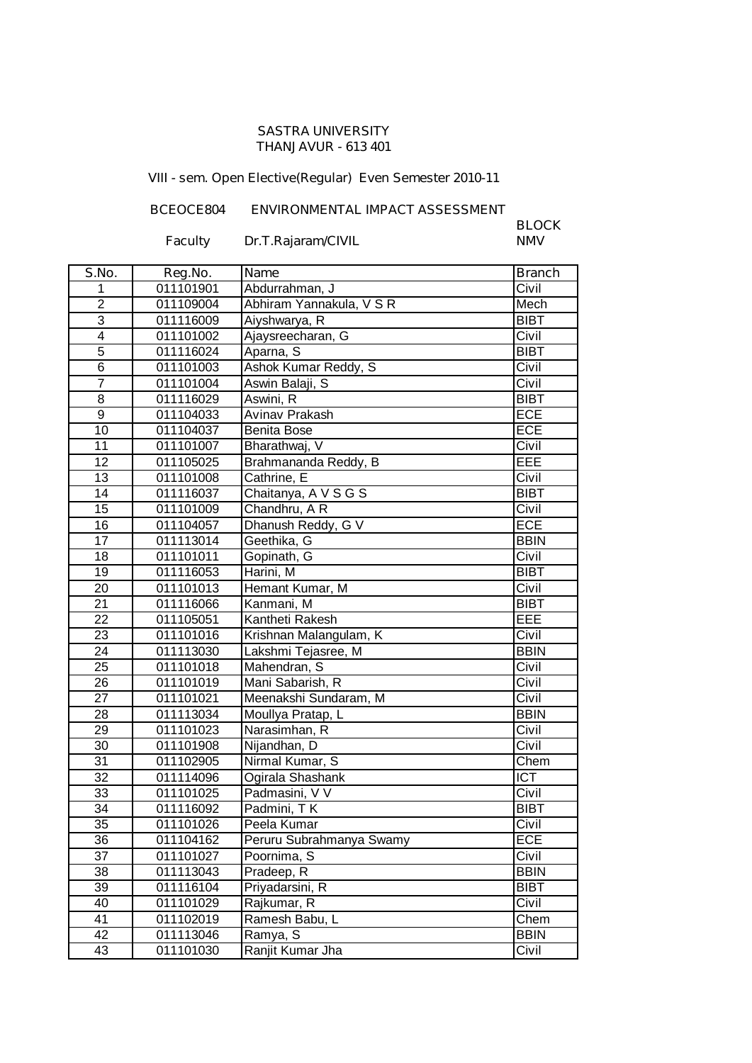SASTRA UNIVERSITY
THANJAVUR - 613 401

VIII - sem. Open Elective(Regular) Even Semester 2010-11

BCEOCE804 ENVIRONMENTAL IMPACT ASSESSMENT

Faculty Dr.T.Rajaram/CIVIL

BLOCK NMV

| S.No. | Reg.No. | Name | Branch |
|---|---|---|---|
| 1 | 011101901 | Abdurrahman, J | Civil |
| 2 | 011109004 | Abhiram Yannakula, V S R | Mech |
| 3 | 011116009 | Aiyshwarya, R | BIBT |
| 4 | 011101002 | Ajaysreecharan, G | Civil |
| 5 | 011116024 | Aparna, S | BIBT |
| 6 | 011101003 | Ashok Kumar Reddy, S | Civil |
| 7 | 011101004 | Aswin Balaji, S | Civil |
| 8 | 011116029 | Aswini, R | BIBT |
| 9 | 011104033 | Avinav Prakash | ECE |
| 10 | 011104037 | Benita Bose | ECE |
| 11 | 011101007 | Bharathwaj, V | Civil |
| 12 | 011105025 | Brahmananda Reddy, B | EEE |
| 13 | 011101008 | Cathrine, E | Civil |
| 14 | 011116037 | Chaitanya, A V S G S | BIBT |
| 15 | 011101009 | Chandhru, A R | Civil |
| 16 | 011104057 | Dhanush Reddy, G V | ECE |
| 17 | 011113014 | Geethika, G | BBIN |
| 18 | 011101011 | Gopinath, G | Civil |
| 19 | 011116053 | Harini, M | BIBT |
| 20 | 011101013 | Hemant Kumar, M | Civil |
| 21 | 011116066 | Kanmani, M | BIBT |
| 22 | 011105051 | Kantheti Rakesh | EEE |
| 23 | 011101016 | Krishnan Malangulam, K | Civil |
| 24 | 011113030 | Lakshmi Tejasree, M | BBIN |
| 25 | 011101018 | Mahendran, S | Civil |
| 26 | 011101019 | Mani Sabarish, R | Civil |
| 27 | 011101021 | Meenakshi Sundaram, M | Civil |
| 28 | 011113034 | Moullya Pratap, L | BBIN |
| 29 | 011101023 | Narasimhan, R | Civil |
| 30 | 011101908 | Nijandhan, D | Civil |
| 31 | 011102905 | Nirmal Kumar, S | Chem |
| 32 | 011114096 | Ogirala Shashank | ICT |
| 33 | 011101025 | Padmasini, V V | Civil |
| 34 | 011116092 | Padmini, T K | BIBT |
| 35 | 011101026 | Peela Kumar | Civil |
| 36 | 011104162 | Peruru Subrahmanya Swamy | ECE |
| 37 | 011101027 | Poornima, S | Civil |
| 38 | 011113043 | Pradeep, R | BBIN |
| 39 | 011116104 | Priyadarsini, R | BIBT |
| 40 | 011101029 | Rajkumar, R | Civil |
| 41 | 011102019 | Ramesh Babu, L | Chem |
| 42 | 011113046 | Ramya, S | BBIN |
| 43 | 011101030 | Ranjit Kumar Jha | Civil |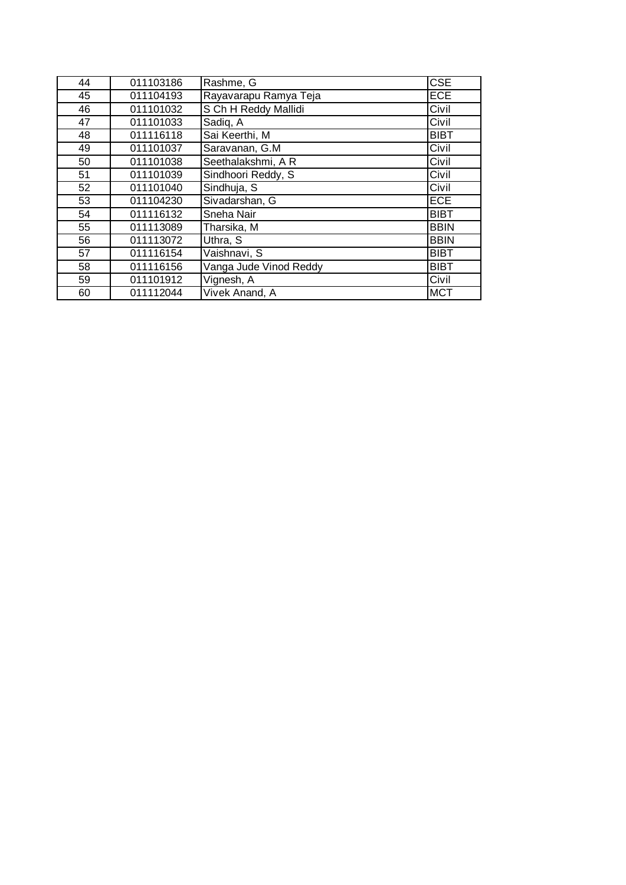| | | | |
|---|---|---|---|
| 44 | 011103186 | Rashme, G | CSE |
| 45 | 011104193 | Rayavarapu Ramya Teja | ECE |
| 46 | 011101032 | S Ch H Reddy Mallidi | Civil |
| 47 | 011101033 | Sadiq, A | Civil |
| 48 | 011116118 | Sai Keerthi, M | BIBT |
| 49 | 011101037 | Saravanan, G.M | Civil |
| 50 | 011101038 | Seethalakshmi, A R | Civil |
| 51 | 011101039 | Sindhoori Reddy, S | Civil |
| 52 | 011101040 | Sindhuja, S | Civil |
| 53 | 011104230 | Sivadarshan, G | ECE |
| 54 | 011116132 | Sneha Nair | BIBT |
| 55 | 011113089 | Tharsika, M | BBIN |
| 56 | 011113072 | Uthra, S | BBIN |
| 57 | 011116154 | Vaishnavi, S | BIBT |
| 58 | 011116156 | Vanga Jude Vinod Reddy | BIBT |
| 59 | 011101912 | Vignesh, A | Civil |
| 60 | 011112044 | Vivek Anand, A | MCT |